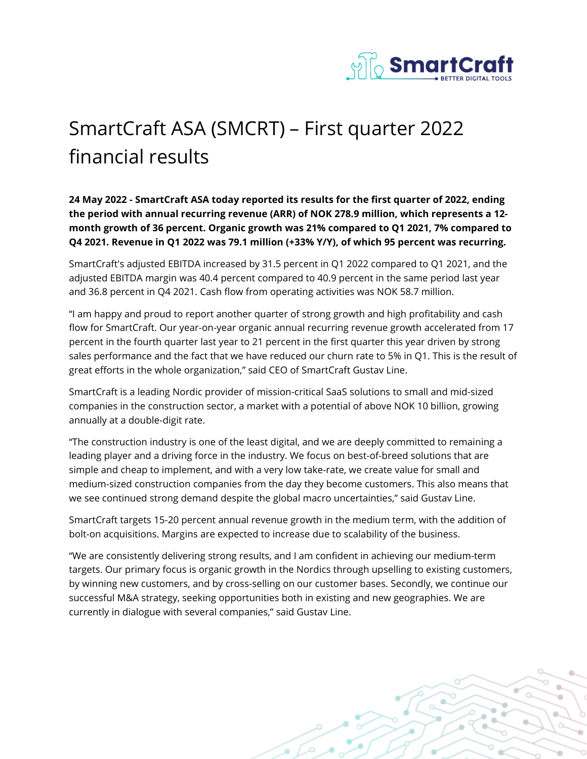# SmartCraft ASA (SMCRT) – First quarter 2022 financial results

**24 May 2022 - SmartCraft ASA today reported its results for the first quarter of 2022, ending the period with annual recurring revenue (ARR) of NOK 278.9 million, which represents a 12-month growth of 36 percent. Organic growth was 21% compared to Q1 2021, 7% compared to Q4 2021. Revenue in Q1 2022 was 79.1 million (+33% Y/Y), of which 95 percent was recurring.**

SmartCraft's adjusted EBITDA increased by 31.5 percent in Q1 2022 compared to Q1 2021, and the adjusted EBITDA margin was 40.4 percent compared to 40.9 percent in the same period last year and 36.8 percent in Q4 2021. Cash flow from operating activities was NOK 58.7 million.

"I am happy and proud to report another quarter of strong growth and high profitability and cash flow for SmartCraft. Our year-on-year organic annual recurring revenue growth accelerated from 17 percent in the fourth quarter last year to 21 percent in the first quarter this year driven by strong sales performance and the fact that we have reduced our churn rate to 5% in Q1. This is the result of great efforts in the whole organization," said CEO of SmartCraft Gustav Line.

SmartCraft is a leading Nordic provider of mission-critical SaaS solutions to small and mid-sized companies in the construction sector, a market with a potential of above NOK 10 billion, growing annually at a double-digit rate.

"The construction industry is one of the least digital, and we are deeply committed to remaining a leading player and a driving force in the industry. We focus on best-of-breed solutions that are simple and cheap to implement, and with a very low take-rate, we create value for small and medium-sized construction companies from the day they become customers. This also means that we see continued strong demand despite the global macro uncertainties," said Gustav Line.

SmartCraft targets 15-20 percent annual revenue growth in the medium term, with the addition of bolt-on acquisitions. Margins are expected to increase due to scalability of the business.

"We are consistently delivering strong results, and I am confident in achieving our medium-term targets. Our primary focus is organic growth in the Nordics through upselling to existing customers, by winning new customers, and by cross-selling on our customer bases. Secondly, we continue our successful M&A strategy, seeking opportunities both in existing and new geographies. We are currently in dialogue with several companies," said Gustav Line.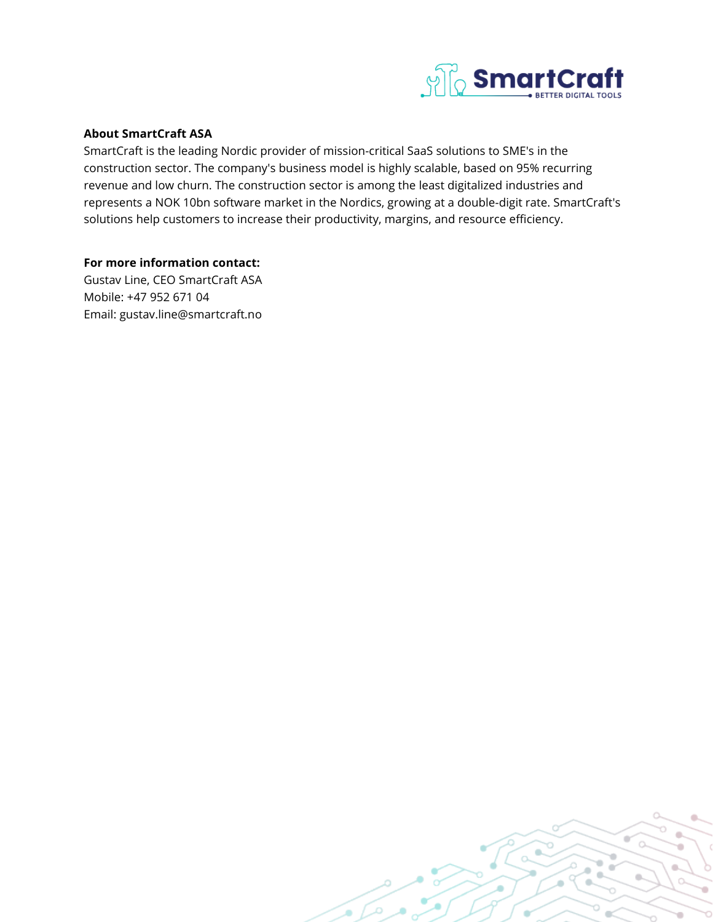**About SmartCraft ASA**

SmartCraft is the leading Nordic provider of mission-critical SaaS solutions to SME's in the construction sector. The company's business model is highly scalable, based on 95% recurring revenue and low churn. The construction sector is among the least digitalized industries and represents a NOK 10bn software market in the Nordics, growing at a double-digit rate. SmartCraft's solutions help customers to increase their productivity, margins, and resource efficiency.

**For more information contact:**

Gustav Line, CEO SmartCraft ASA
Mobile: +47 952 671 04
Email: gustav.line@smartcraft.no